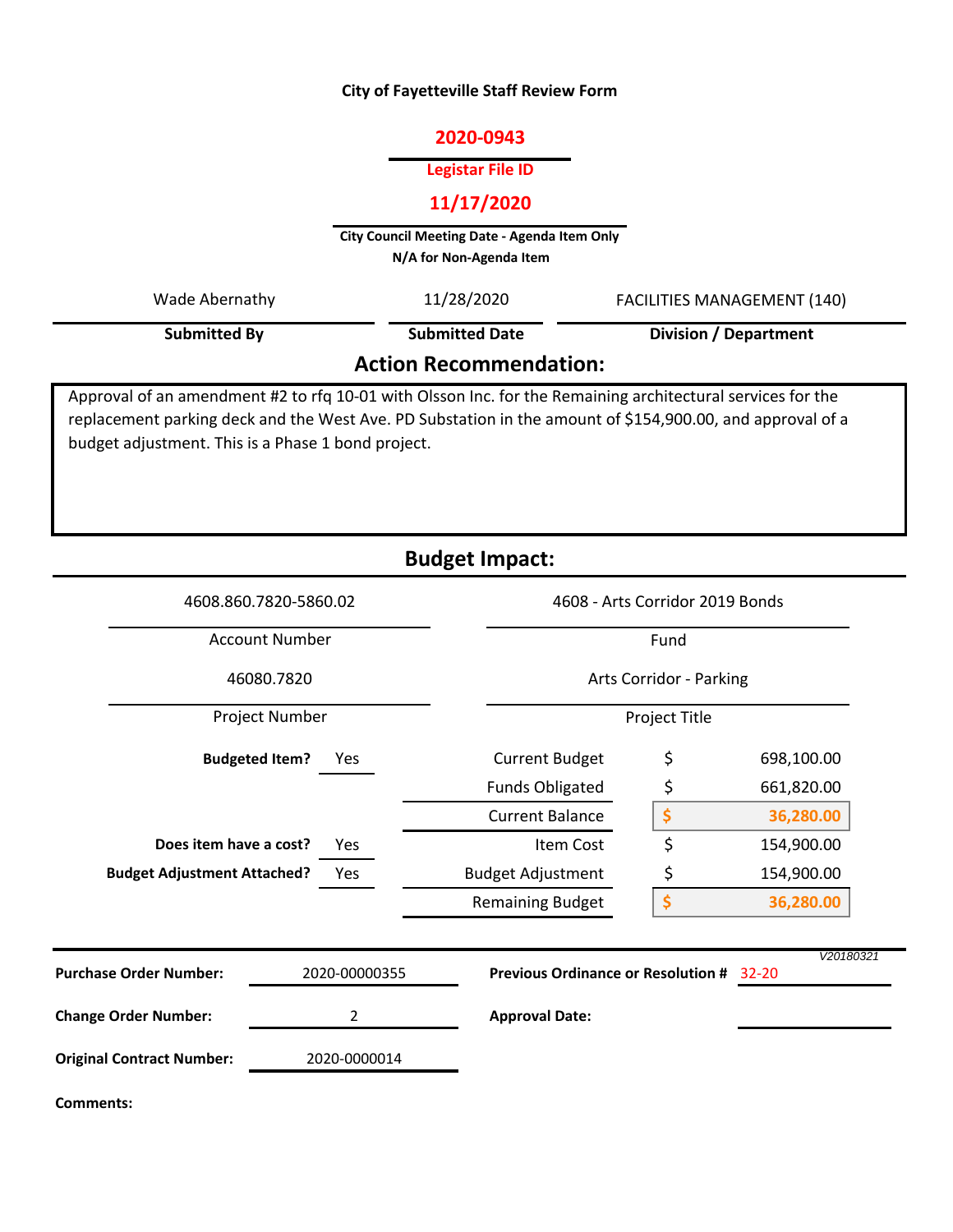# City of Fayetteville Staff Review Form

**2020-0943**

**Legistar File ID**

**11/17/2020**

**City Council Meeting Date - Agenda Item Only**
**N/A for Non-Agenda Item**

| Submitted By | Submitted Date | Division / Department |
|---|---|---|
| Wade Abernathy | 11/28/2020 | FACILITIES MANAGEMENT (140) |

## Action Recommendation:

Approval of an amendment #2 to rfq 10-01 with Olsson Inc. for the Remaining architectural services for the replacement parking deck and the West Ave. PD Substation in the amount of $154,900.00, and approval of a budget adjustment. This is a Phase 1 bond project.

## Budget Impact:

| Account Number | Fund |
|---|---|
| 4608.860.7820-5860.02 | 4608 - Arts Corridor 2019 Bonds |

| Project Number | Project Title |
|---|---|
| 46080.7820 | Arts Corridor - Parking |

| | | | | |
|---|---|---|---|---|
| **Budgeted Item?** | Yes | Current Budget | $ | 698,100.00 |
| | | Funds Obligated | $ | 661,820.00 |
| | | Current Balance | $ | 36,280.00 |
| **Does item have a cost?** | Yes | Item Cost | $ | 154,900.00 |
| **Budget Adjustment Attached?** | Yes | Budget Adjustment | $ | 154,900.00 |
| | | Remaining Budget | $ | 36,280.00 |

V20180321

| | | | |
|---|---|---|---|
| **Purchase Order Number:** | 2020-00000355 | **Previous Ordinance or Resolution #** | 32-20 |
| **Change Order Number:** | 2 | **Approval Date:** | |
| **Original Contract Number:** | 2020-0000014 | | |

**Comments:**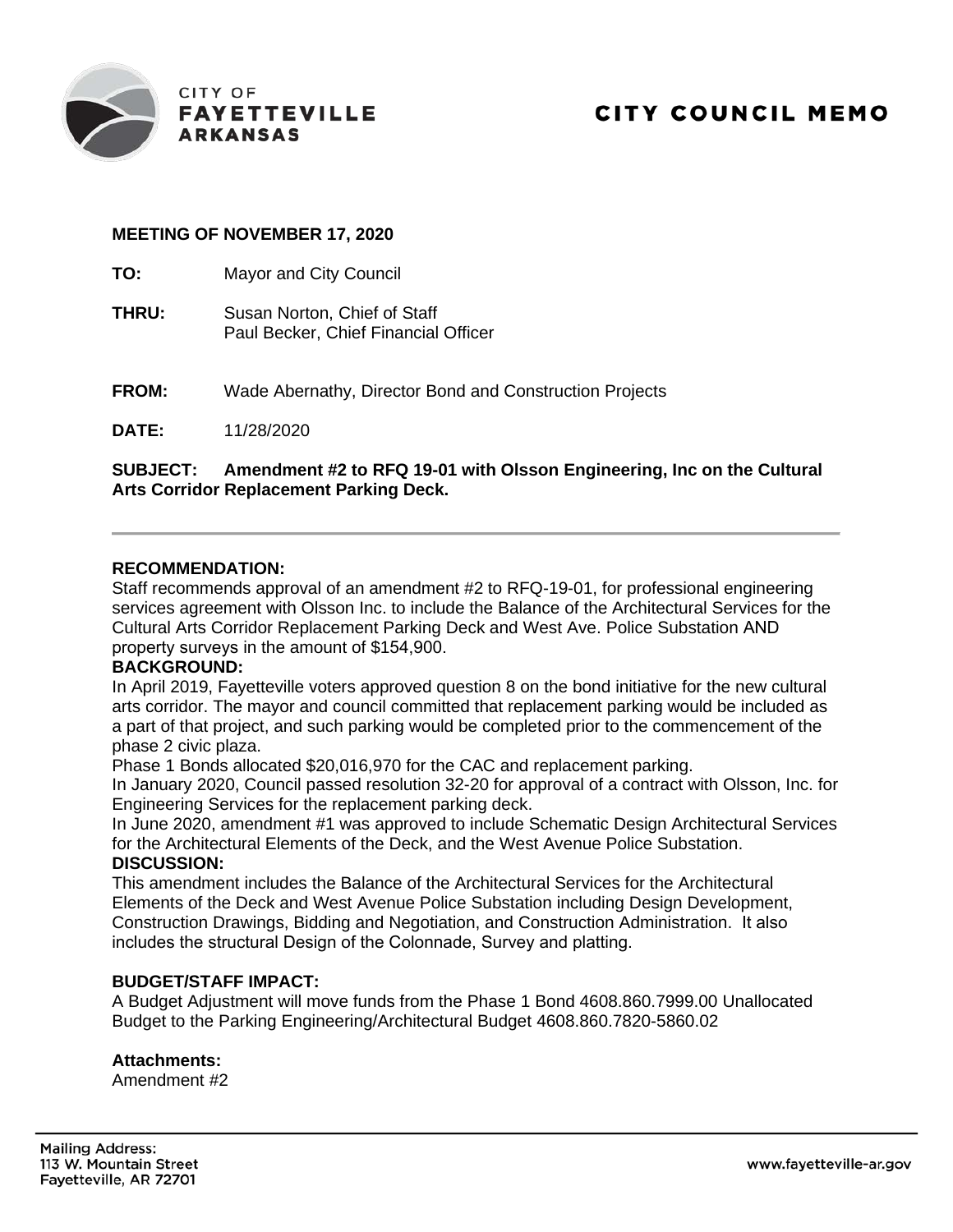CITY OF
**FAYETTEVILLE**
**ARKANSAS**

# CITY COUNCIL MEMO

**MEETING OF NOVEMBER 17, 2020**

**TO:** Mayor and City Council

**THRU:** Susan Norton, Chief of Staff
Paul Becker, Chief Financial Officer

**FROM:** Wade Abernathy, Director Bond and Construction Projects

**DATE:** 11/28/2020

**SUBJECT: Amendment #2 to RFQ 19-01 with Olsson Engineering, Inc on the Cultural Arts Corridor Replacement Parking Deck.**

---

**RECOMMENDATION:**
Staff recommends approval of an amendment #2 to RFQ-19-01, for professional engineering services agreement with Olsson Inc. to include the Balance of the Architectural Services for the Cultural Arts Corridor Replacement Parking Deck and West Ave. Police Substation AND property surveys in the amount of $154,900.

**BACKGROUND:**
In April 2019, Fayetteville voters approved question 8 on the bond initiative for the new cultural arts corridor. The mayor and council committed that replacement parking would be included as a part of that project, and such parking would be completed prior to the commencement of the phase 2 civic plaza.
Phase 1 Bonds allocated $20,016,970 for the CAC and replacement parking.
In January 2020, Council passed resolution 32-20 for approval of a contract with Olsson, Inc. for Engineering Services for the replacement parking deck.
In June 2020, amendment #1 was approved to include Schematic Design Architectural Services for the Architectural Elements of the Deck, and the West Avenue Police Substation.

**DISCUSSION:**
This amendment includes the Balance of the Architectural Services for the Architectural Elements of the Deck and West Avenue Police Substation including Design Development, Construction Drawings, Bidding and Negotiation, and Construction Administration. It also includes the structural Design of the Colonnade, Survey and platting.

**BUDGET/STAFF IMPACT:**
A Budget Adjustment will move funds from the Phase 1 Bond 4608.860.7999.00 Unallocated Budget to the Parking Engineering/Architectural Budget 4608.860.7820-5860.02

**Attachments:**
Amendment #2

Mailing Address:
113 W. Mountain Street
Fayetteville, AR 72701

www.fayetteville-ar.gov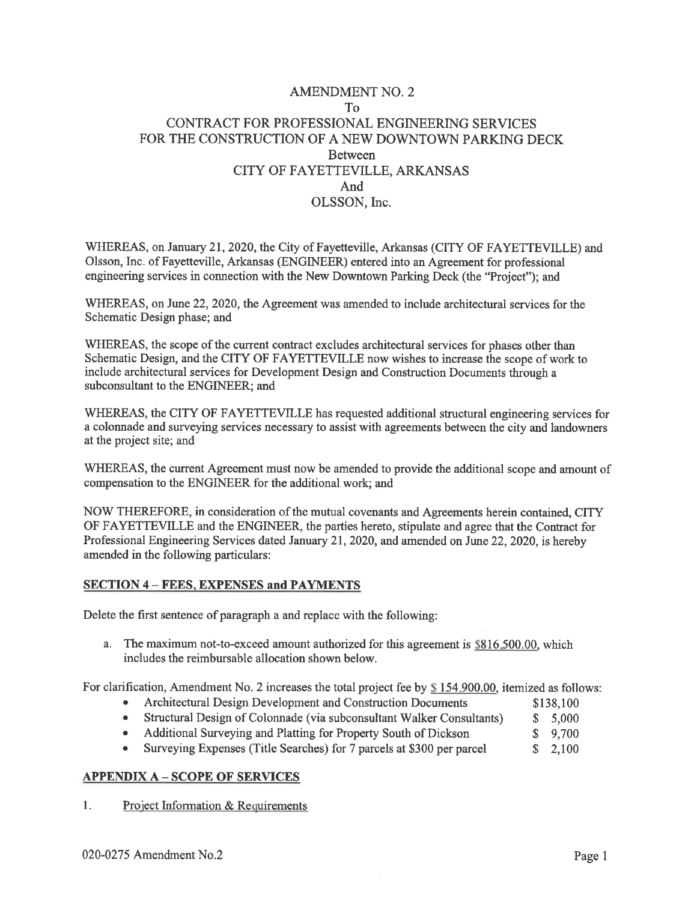# AMENDMENT NO. 2
## To
## CONTRACT FOR PROFESSIONAL ENGINEERING SERVICES FOR THE CONSTRUCTION OF A NEW DOWNTOWN PARKING DECK
## Between
## CITY OF FAYETTEVILLE, ARKANSAS
## And
## OLSSON, Inc.

WHEREAS, on January 21, 2020, the City of Fayetteville, Arkansas (CITY OF FAYETTEVILLE) and Olsson, Inc. of Fayetteville, Arkansas (ENGINEER) entered into an Agreement for professional engineering services in connection with the New Downtown Parking Deck (the "Project"); and

WHEREAS, on June 22, 2020, the Agreement was amended to include architectural services for the Schematic Design phase; and

WHEREAS, the scope of the current contract excludes architectural services for phases other than Schematic Design, and the CITY OF FAYETTEVILLE now wishes to increase the scope of work to include architectural services for Development Design and Construction Documents through a subconsultant to the ENGINEER; and

WHEREAS, the CITY OF FAYETTEVILLE has requested additional structural engineering services for a colonnade and surveying services necessary to assist with agreements between the city and landowners at the project site; and

WHEREAS, the current Agreement must now be amended to provide the additional scope and amount of compensation to the ENGINEER for the additional work; and

NOW THEREFORE, in consideration of the mutual covenants and Agreements herein contained, CITY OF FAYETTEVILLE and the ENGINEER, the parties hereto, stipulate and agree that the Contract for Professional Engineering Services dated January 21, 2020, and amended on June 22, 2020, is hereby amended in the following particulars:

**SECTION 4 – FEES, EXPENSES and PAYMENTS**

Delete the first sentence of paragraph a and replace with the following:

a. The maximum not-to-exceed amount authorized for this agreement is $816,500.00, which includes the reimbursable allocation shown below.

For clarification, Amendment No. 2 increases the total project fee by $ 154,900.00, itemized as follows:

- Architectural Design Development and Construction Documents $138,100
- Structural Design of Colonnade (via subconsultant Walker Consultants) $ 5,000
- Additional Surveying and Platting for Property South of Dickson $ 9,700
- Surveying Expenses (Title Searches) for 7 parcels at $300 per parcel $ 2,100

**APPENDIX A – SCOPE OF SERVICES**

1. Project Information & Requirements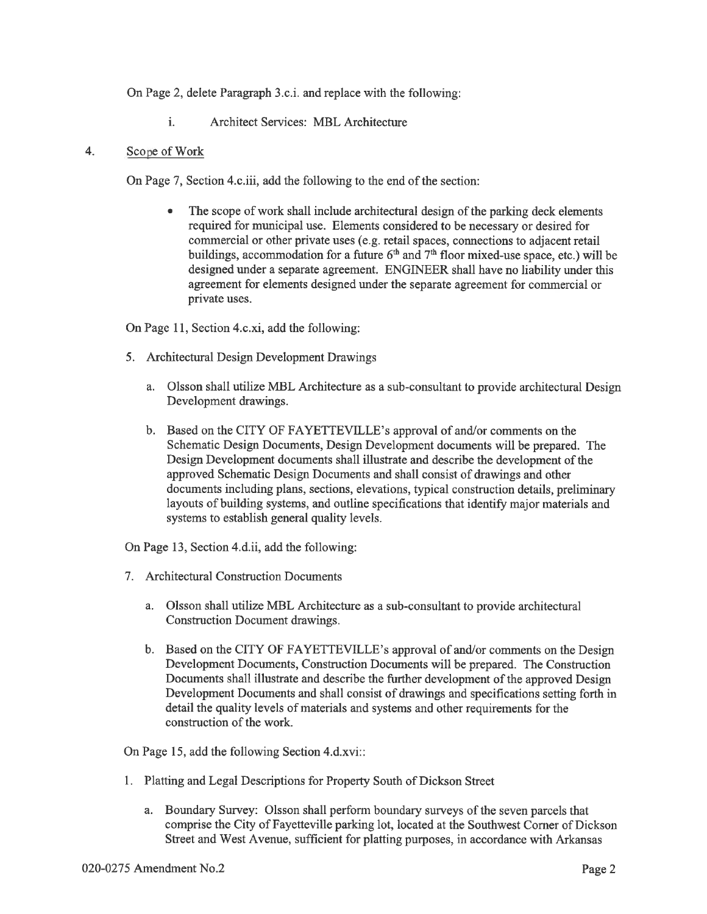On Page 2, delete Paragraph 3.c.i. and replace with the following:

i. Architect Services: MBL Architecture

4. Scope of Work

On Page 7, Section 4.c.iii, add the following to the end of the section:

- The scope of work shall include architectural design of the parking deck elements required for municipal use. Elements considered to be necessary or desired for commercial or other private uses (e.g. retail spaces, connections to adjacent retail buildings, accommodation for a future 6th and 7th floor mixed-use space, etc.) will be designed under a separate agreement. ENGINEER shall have no liability under this agreement for elements designed under the separate agreement for commercial or private uses.

On Page 11, Section 4.c.xi, add the following:

5. Architectural Design Development Drawings

   a. Olsson shall utilize MBL Architecture as a sub-consultant to provide architectural Design Development drawings.

   b. Based on the CITY OF FAYETTEVILLE's approval of and/or comments on the Schematic Design Documents, Design Development documents will be prepared. The Design Development documents shall illustrate and describe the development of the approved Schematic Design Documents and shall consist of drawings and other documents including plans, sections, elevations, typical construction details, preliminary layouts of building systems, and outline specifications that identify major materials and systems to establish general quality levels.

On Page 13, Section 4.d.ii, add the following:

7. Architectural Construction Documents

   a. Olsson shall utilize MBL Architecture as a sub-consultant to provide architectural Construction Document drawings.

   b. Based on the CITY OF FAYETTEVILLE's approval of and/or comments on the Design Development Documents, Construction Documents will be prepared. The Construction Documents shall illustrate and describe the further development of the approved Design Development Documents and shall consist of drawings and specifications setting forth in detail the quality levels of materials and systems and other requirements for the construction of the work.

On Page 15, add the following Section 4.d.xvi::

1. Platting and Legal Descriptions for Property South of Dickson Street

   a. Boundary Survey: Olsson shall perform boundary surveys of the seven parcels that comprise the City of Fayetteville parking lot, located at the Southwest Corner of Dickson Street and West Avenue, sufficient for platting purposes, in accordance with Arkansas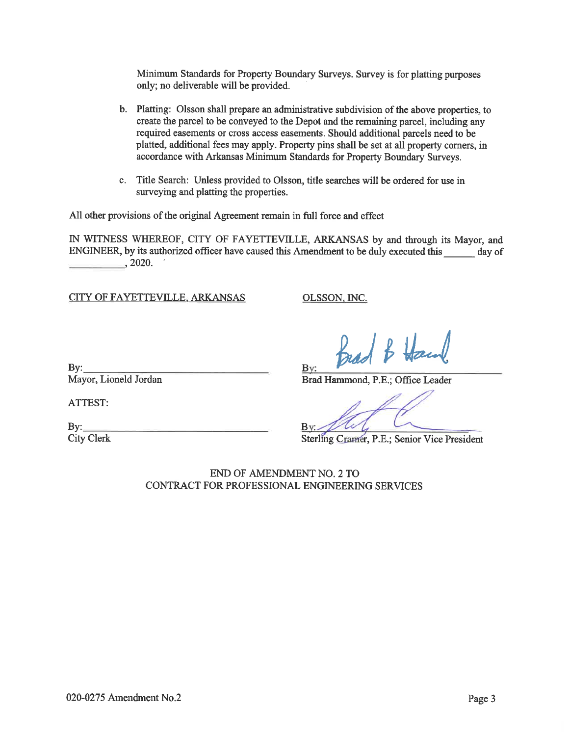Minimum Standards for Property Boundary Surveys. Survey is for platting purposes only; no deliverable will be provided.

b. Platting: Olsson shall prepare an administrative subdivision of the above properties, to create the parcel to be conveyed to the Depot and the remaining parcel, including any required easements or cross access easements. Should additional parcels need to be platted, additional fees may apply. Property pins shall be set at all property corners, in accordance with Arkansas Minimum Standards for Property Boundary Surveys.

c. Title Search: Unless provided to Olsson, title searches will be ordered for use in surveying and platting the properties.

All other provisions of the original Agreement remain in full force and effect

IN WITNESS WHEREOF, CITY OF FAYETTEVILLE, ARKANSAS by and through its Mayor, and ENGINEER, by its authorized officer have caused this Amendment to be duly executed this ______ day of __________, 2020.

| | |
|---|---|
| CITY OF FAYETTEVILLE, ARKANSAS | OLSSON, INC. |
| By:______________________ | By: ______________________ |
| Mayor, Lioneld Jordan | Brad Hammond, P.E.; Office Leader |
| ATTEST: | |
| By:______________________ | By: ______________________ |
| City Clerk | Sterling Cramer, P.E.; Senior Vice President |

END OF AMENDMENT NO. 2 TO
CONTRACT FOR PROFESSIONAL ENGINEERING SERVICES

020-0275 Amendment No.2